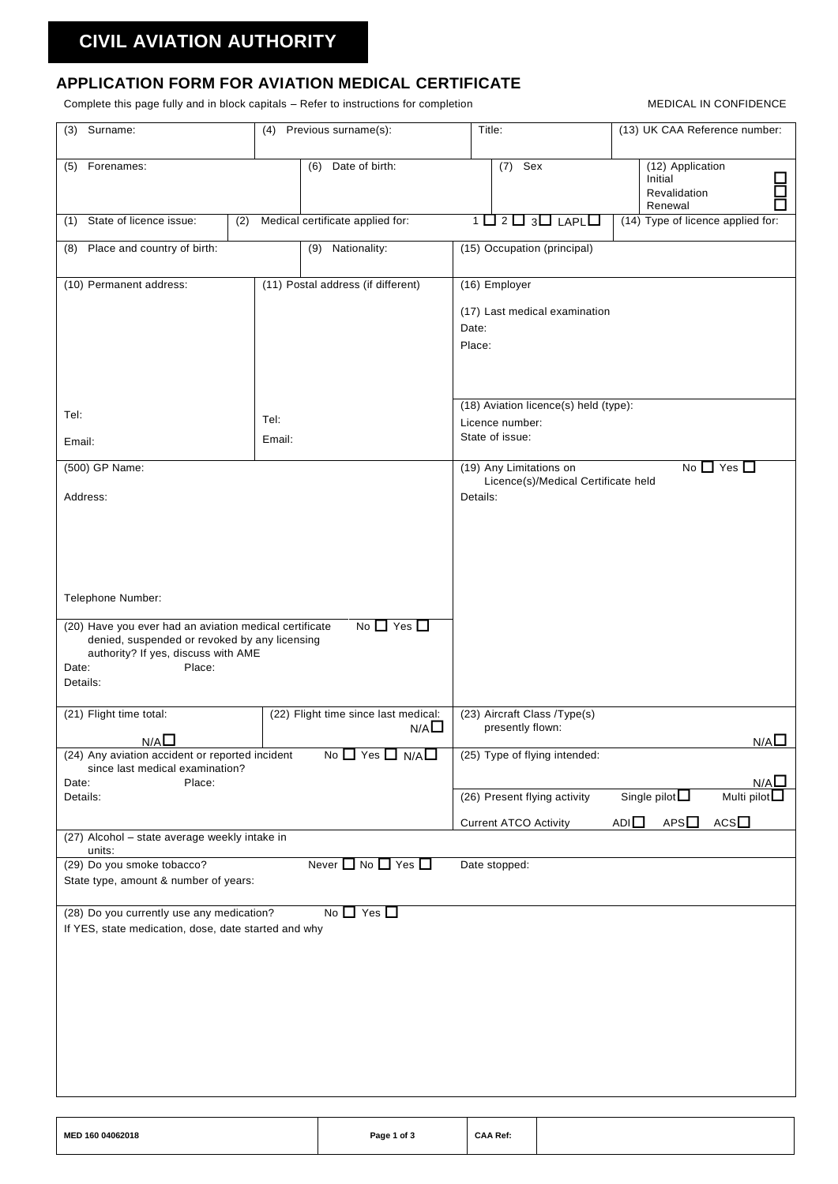# CIVIL AVIATION AUTHORITY

## APPLICATION FORM FOR AVIATION MEDICAL CERTIFICATE

Complete this page fully and in block capitals – Refer to instructions for completion

MEDICAL IN CONFIDENCE

| | | | |
|---|---|---|---|
| (3) Surname: | (4) Previous surname(s): | Title: | (13) UK CAA Reference number: |
| (5) Forenames: | (6) Date of birth: | (7) Sex | (12) Application<br>Initial ☐<br>Revalidation ☐<br>Renewal ☐ |
| (1) State of licence issue: | (2) Medical certificate applied for: 1 ☐ 2 ☐ 3 ☐ LAPL ☐ | | (14) Type of licence applied for: |
| (8) Place and country of birth: | (9) Nationality: | (15) Occupation (principal) | |
| (10) Permanent address:<br><br>Tel:<br>Email: | (11) Postal address (if different)<br><br>Tel:<br>Email: | (16) Employer<br><br>(17) Last medical examination<br>Date:<br>Place:<br><br>(18) Aviation licence(s) held (type):<br>Licence number:<br>State of issue: | |
| (500) GP Name:<br><br>Address:<br><br>Telephone Number: | | (19) Any Limitations on Licence(s)/Medical Certificate held No ☐ Yes ☐<br>Details: | |
| (20) Have you ever had an aviation medical certificate denied, suspended or revoked by any licensing authority? If yes, discuss with AME No ☐ Yes ☐<br>Date: Place:<br>Details: | | | |
| (21) Flight time total:<br>N/A ☐ | (22) Flight time since last medical:<br>N/A ☐ | (23) Aircraft Class /Type(s) presently flown:<br>N/A ☐ | |
| (24) Any aviation accident or reported incident since last medical examination? No ☐ Yes ☐ N/A ☐<br>Date: Place:<br>Details: | | (25) Type of flying intended:<br>N/A ☐<br><br>(26) Present flying activity Single pilot ☐ Multi pilot ☐<br><br>Current ATCO Activity ADI ☐ APS ☐ ACS ☐ | |
| (27) Alcohol – state average weekly intake in units: | | | |
| (29) Do you smoke tobacco? Never ☐ No ☐ Yes ☐<br>State type, amount & number of years: | | Date stopped: | |
| (28) Do you currently use any medication? No ☐ Yes ☐<br>If YES, state medication, dose, date started and why | | | |

| | | | |
|---|---|---|---|
| MED 160 04062018 | Page 1 of 3 | CAA Ref: | |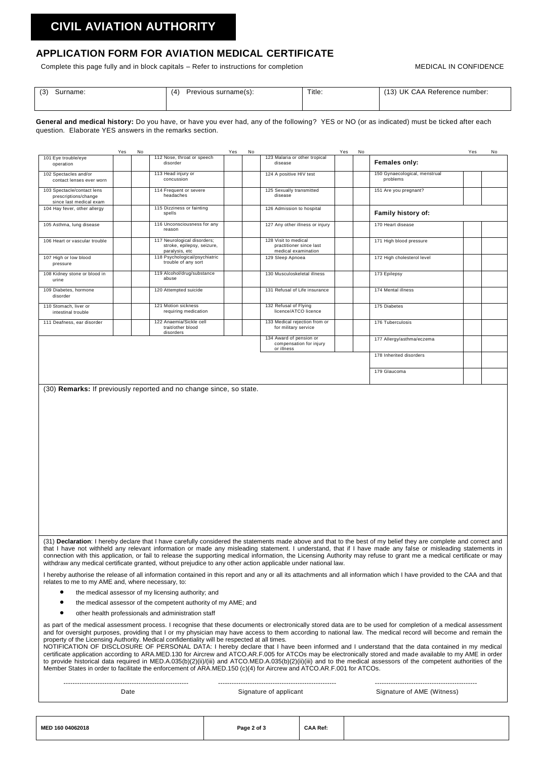# CIVIL AVIATION AUTHORITY

## APPLICATION FORM FOR AVIATION MEDICAL CERTIFICATE

Complete this page fully and in block capitals – Refer to instructions for completion

MEDICAL IN CONFIDENCE

| (3) Surname: | (4) Previous surname(s): | Title: | (13) UK CAA Reference number: |
|---|---|---|---|
| | | | |

**General and medical history:** Do you have, or have you ever had, any of the following? YES or NO (or as indicated) must be ticked after each question. Elaborate YES answers in the remarks section.

| | Yes | No | | Yes | No | | Yes | No | | Yes | No |
|---|---|---|---|---|---|---|---|---|---|---|---|
| 101 Eye trouble/eye operation | | | 112 Nose, throat or speech disorder | | | 123 Malaria or other tropical disease | | | **Females only:** | | |
| 102 Spectacles and/or contact lenses ever worn | | | 113 Head injury or concussion | | | 124 A positive HIV test | | | 150 Gynaecological, menstrual problems | | |
| 103 Spectacle/contact lens prescriptions/change since last medical exam | | | 114 Frequent or severe headaches | | | 125 Sexually transmitted disease | | | 151 Are you pregnant? | | |
| 104 Hay fever, other allergy | | | 115 Dizziness or fainting spells | | | 126 Admission to hospital | | | **Family history of:** | | |
| 105 Asthma, lung disease | | | 116 Unconsciousness for any reason | | | 127 Any other illness or injury | | | 170 Heart disease | | |
| 106 Heart or vascular trouble | | | 117 Neurological disorders; stroke, epilepsy, seizure, paralysis, etc | | | 128 Visit to medical practitioner since last medical examination | | | 171 High blood pressure | | |
| 107 High or low blood pressure | | | 118 Psychological/psychiatric trouble of any sort | | | 129 Sleep Apnoea | | | 172 High cholesterol level | | |
| 108 Kidney stone or blood in urine | | | 119 Alcohol/drug/substance abuse | | | 130 Musculoskeletal illness | | | 173 Epilepsy | | |
| 109 Diabetes, hormone disorder | | | 120 Attempted suicide | | | 131 Refusal of Life insurance | | | 174 Mental illness | | |
| 110 Stomach, liver or intestinal trouble | | | 121 Motion sickness requiring medication | | | 132 Refusal of Flying licence/ATCO licence | | | 175 Diabetes | | |
| 111 Deafness, ear disorder | | | 122 Anaemia/Sickle cell trait/other blood disorders | | | 133 Medical rejection from or for military service | | | 176 Tuberculosis | | |
| | | | | | | 134 Award of pension or compensation for injury or illness | | | 177 Allergy/asthma/eczema | | |
| | | | | | | | | | 178 Inherited disorders | | |
| | | | | | | | | | 179 Glaucoma | | |

(30) **Remarks:** If previously reported and no change since, so state.

(31) **Declaration**: I hereby declare that I have carefully considered the statements made above and that to the best of my belief they are complete and correct and that I have not withheld any relevant information or made any misleading statement. I understand, that if I have made any false or misleading statements in connection with this application, or fail to release the supporting medical information, the Licensing Authority may refuse to grant me a medical certificate or may withdraw any medical certificate granted, without prejudice to any other action applicable under national law.

I hereby authorise the release of all information contained in this report and any or all its attachments and all information which I have provided to the CAA and that relates to me to my AME and, where necessary, to:

- the medical assessor of my licensing authority; and
- the medical assessor of the competent authority of my AME; and
- other health professionals and administration staff

as part of the medical assessment process. I recognise that these documents or electronically stored data are to be used for completion of a medical assessment and for oversight purposes, providing that I or my physician may have access to them according to national law. The medical record will become and remain the property of the Licensing Authority. Medical confidentiality will be respected at all times.
NOTIFICATION OF DISCLOSURE OF PERSONAL DATA: I hereby declare that I have been informed and I understand that the data contained in my medical certificate application according to ARA.MED.130 for Aircrew and ATCO.AR.F.005 for ATCOs may be electronically stored and made available to my AME in order to provide historical data required in MED.A.035(b)(2)(ii)/(iii) and ATCO.MED.A.035(b)(2)(ii)(iii) and to the medical assessors of the competent authorities of the Member States in order to facilitate the enforcement of ARA.MED.150 (c)(4) for Aircrew and ATCO.AR.F.001 for ATCOs.

| ------------------------------------ | ------------------------------------ | ------------------------------------ |
|---|---|---|
| Date | Signature of applicant | Signature of AME (Witness) |

| MED 160 04062018 | CAA Ref: | |
|---|---|---|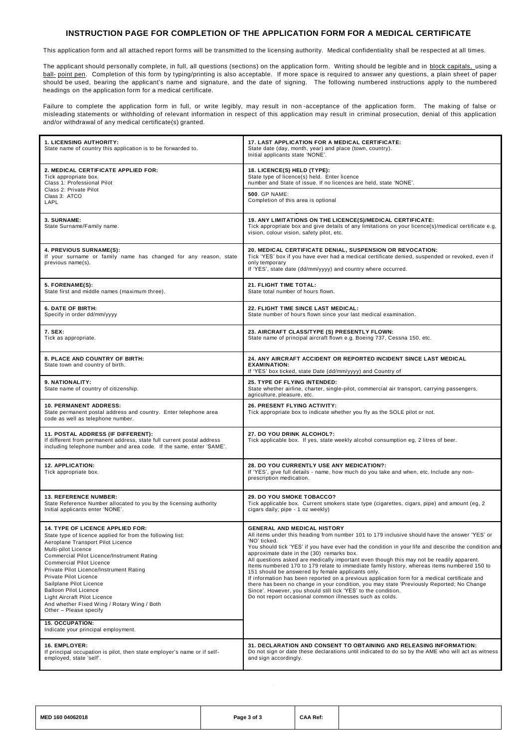# INSTRUCTION PAGE FOR COMPLETION OF THE APPLICATION FORM FOR A MEDICAL CERTIFICATE

This application form and all attached report forms will be transmitted to the licensing authority. Medical confidentiality shall be respected at all times.

The applicant should personally complete, in full, all questions (sections) on the application form. Writing should be legible and in block capitals, using a ball- point pen. Completion of this form by typing/printing is also acceptable. If more space is required to answer any questions, a plain sheet of paper should be used, bearing the applicant's name and signature, and the date of signing. The following numbered instructions apply to the numbered headings on the application form for a medical certificate.

Failure to complete the application form in full, or write legibly, may result in non -acceptance of the application form. The making of false or misleading statements or withholding of relevant information in respect of this application may result in criminal prosecution, denial of this application and/or withdrawal of any medical certificate(s) granted.

| | |
|---|---|
| **1. LICENSING AUTHORITY:**<br>State name of country this application is to be forwarded to. | **17. LAST APPLICATION FOR A MEDICAL CERTIFICATE:**<br>State date (day, month, year) and place (town, country).<br>Initial applicants state 'NONE'. |
| **2. MEDICAL CERTIFICATE APPLIED FOR:**<br>Tick appropriate box.<br>Class 1: Professional Pilot<br>Class 2: Private Pilot<br>Class 3: ATCO<br>LAPL | **18. LICENCE(S) HELD (TYPE):**<br>State type of licence(s) held. Enter licence number and State of issue. If no licences are held, state 'NONE'.<br><br>**500**. GP NAME:<br>Completion of this area is optional |
| **3. SURNAME:**<br>State Surname/Family name. | **19. ANY LIMITATIONS ON THE LICENCE(S)/MEDICAL CERTIFICATE:**<br>Tick appropriate box and give details of any limitations on your licence(s)/medical certificate e.g, vision, colour vision, safety pilot, etc. |
| **4. PREVIOUS SURNAME(S):**<br>If your surname or family name has changed for any reason, state previous name(s). | **20. MEDICAL CERTIFICATE DENIAL, SUSPENSION OR REVOCATION:**<br>Tick 'YES' box if you have ever had a medical certificate denied, suspended or revoked, even if only temporary<br>If 'YES', state date (dd/mm/yyyy) and country where occurred. |
| **5. FORENAME(S):**<br>State first and middle names (maximum three). | **21. FLIGHT TIME TOTAL:**<br>State total number of hours flown. |
| **6. DATE OF BIRTH:**<br>Specify in order dd/mm/yyyy | **22. FLIGHT TIME SINCE LAST MEDICAL:**<br>State number of hours flown since your last medical examination. |
| **7. SEX:**<br>Tick as appropriate. | **23. AIRCRAFT CLASS/TYPE (S) PRESENTLY FLOWN:**<br>State name of principal aircraft flown e.g. Boeing 737, Cessna 150, etc. |
| **8. PLACE AND COUNTRY OF BIRTH:**<br>State town and country of birth. | **24. ANY AIRCRAFT ACCIDENT OR REPORTED INCIDENT SINCE LAST MEDICAL EXAMINATION:**<br>If 'YES' box ticked, state Date (dd/mm/yyyy) and Country of |
| **9. NATIONALITY:**<br>State name of country of citizenship. | **25. TYPE OF FLYING INTENDED:**<br>State whether airline, charter, single-pilot, commercial air transport, carrying passengers, agriculture, pleasure, etc. |
| **10. PERMANENT ADDRESS:**<br>State permanent postal address and country. Enter telephone area code as well as telephone number. | **26. PRESENT FLYING ACTIVITY:**<br>Tick appropriate box to indicate whether you fly as the SOLE pilot or not. |
| **11. POSTAL ADDRESS (IF DIFFERENT):**<br>If different from permanent address, state full current postal address including telephone number and area code. If the same, enter 'SAME'. | **27. DO YOU DRINK ALCOHOL?:**<br>Tick applicable box. If yes, state weekly alcohol consumption eg, 2 litres of beer. |
| **12. APPLICATION:**<br>Tick appropriate box. | **28. DO YOU CURRENTLY USE ANY MEDICATION?:**<br>If 'YES', give full details - name, how much do you take and when, etc. Include any non-prescription medication. |
| **13. REFERENCE NUMBER:**<br>State Reference Number allocated to you by the licensing authority Initial applicants enter 'NONE'. | **29. DO YOU SMOKE TOBACCO?**<br>Tick applicable box. Current smokers state type (cigarettes, cigars, pipe) and amount (eg, 2 cigars daily; pipe - 1 oz weekly) |
| **14. TYPE OF LICENCE APPLIED FOR:**<br>State type of licence applied for from the following list:<br>Aeroplane Transport Pilot Licence<br>Multi-pilot Licence<br>Commercial Pilot Licence/Instrument Rating<br>Commercial Pilot Licence<br>Private Pilot Licence/Instrument Rating<br>Private Pilot Licence<br>Sailplane Pilot Licence<br>Balloon Pilot Licence<br>Light Aircraft Pilot Licence<br>And whether Fixed Wing / Rotary Wing / Both<br>Other – Please specify<br><br>**15. OCCUPATION:**<br>Indicate your principal employment. | **GENERAL AND MEDICAL HISTORY**<br>All items under this heading from number 101 to 179 inclusive should have the answer 'YES' or 'NO' ticked.<br>You should tick 'YES' if you have ever had the condition in your life and describe the condition and approximate date in the (30) remarks box.<br>All questions asked are medically important even though this may not be readily apparent.<br>Items numbered 170 to 179 relate to immediate family history, whereas items numbered 150 to 151 should be answered by female applicants only.<br>If information has been reported on a previous application form for a medical certificate and there has been no change in your condition, you may state 'Previously Reported; No Change Since'. However, you should still tick 'YES' to the condition.<br>Do not report occasional common illnesses such as colds. |
| **16. EMPLOYER:**<br>If principal occupation is pilot, then state employer's name or if self-employed, state 'self'. | **31. DECLARATION AND CONSENT TO OBTAINING AND RELEASING INFORMATION:**<br>Do not sign or date these declarations until indicated to do so by the AME who will act as witness and sign accordingly. |

| | | | |
|---|---|---|---|
| MED 160 04062018 | | CAA Ref: | |